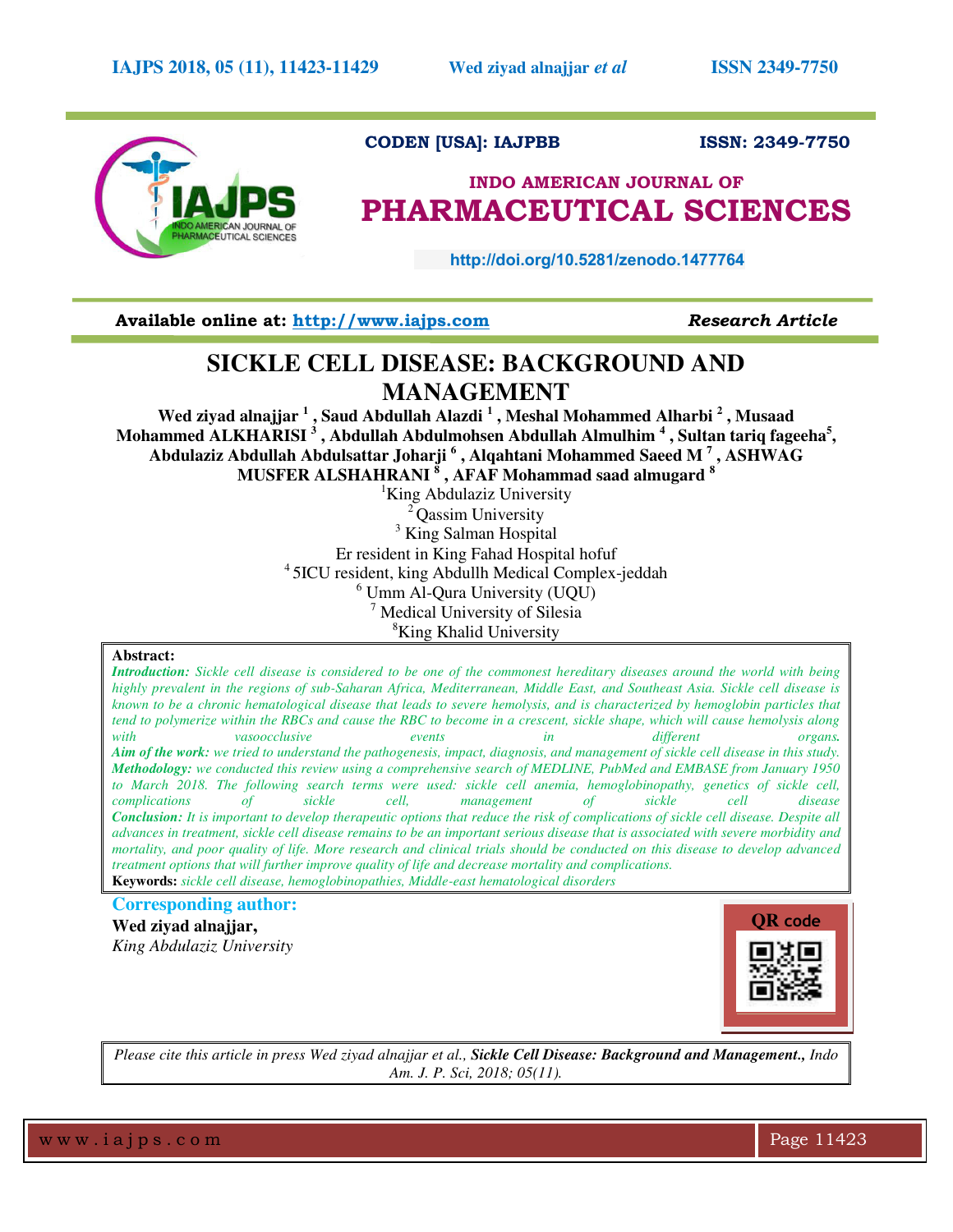CODEN [USA]: IAJPBB ISSN: 2349-7750

INDO AMERICAN JOURNAL OF
PHARMACEUTICAL SCIENCES

http://doi.org/10.5281/zenodo.1477764

Available online at: http://www.iajps.com *Research Article*

# SICKLE CELL DISEASE: BACKGROUND AND MANAGEMENT

**Wed ziyad alnajjar [1], Saud Abdullah Alazdi [1], Meshal Mohammed Alharbi [2], Musaad Mohammed ALKHARISI [3], Abdullah Abdulmohsen Abdullah Almulhim [4], Sultan tariq fageeha[5], Abdulaziz Abdullah Abdulsattar Joharji [6], Alqahtani Mohammed Saeed M [7], ASHWAG MUSFER ALSHAHRANI [8], AFAF Mohammad saad almugard [8]**

[1]King Abdulaziz University
[2]Qassim University
[3] King Salman Hospital
Er resident in King Fahad Hospital hofuf
[4] 5ICU resident, king Abdullh Medical Complex-jeddah
[6] Umm Al-Qura University (UQU)
[7] Medical University of Silesia
[8]King Khalid University

**Abstract:**

***Introduction:*** *Sickle cell disease is considered to be one of the commonest hereditary diseases around the world with being highly prevalent in the regions of sub-Saharan Africa, Mediterranean, Middle East, and Southeast Asia. Sickle cell disease is known to be a chronic hematological disease that leads to severe hemolysis, and is characterized by hemoglobin particles that tend to polymerize within the RBCs and cause the RBC to become in a crescent, sickle shape, which will cause hemolysis along with vasoocclusive events in different organs.*

***Aim of the work:*** *we tried to understand the pathogenesis, impact, diagnosis, and management of sickle cell disease in this study.*

***Methodology:*** *we conducted this review using a comprehensive search of MEDLINE, PubMed and EMBASE from January 1950 to March 2018. The following search terms were used: sickle cell anemia, hemoglobinopathy, genetics of sickle cell, complications of sickle cell, management of sickle cell disease*

***Conclusion:*** *It is important to develop therapeutic options that reduce the risk of complications of sickle cell disease. Despite all advances in treatment, sickle cell disease remains to be an important serious disease that is associated with severe morbidity and mortality, and poor quality of life. More research and clinical trials should be conducted on this disease to develop advanced treatment options that will further improve quality of life and decrease mortality and complications.*

**Keywords:** *sickle cell disease, hemoglobinopathies, Middle-east hematological disorders*

**Corresponding author:**

**Wed ziyad alnajjar,**
*King Abdulaziz University*

QR code

*Please cite this article in press Wed ziyad alnajjar et al.,* ***Sickle Cell Disease: Background and Management.****, Indo Am. J. P. Sci, 2018; 05(11).*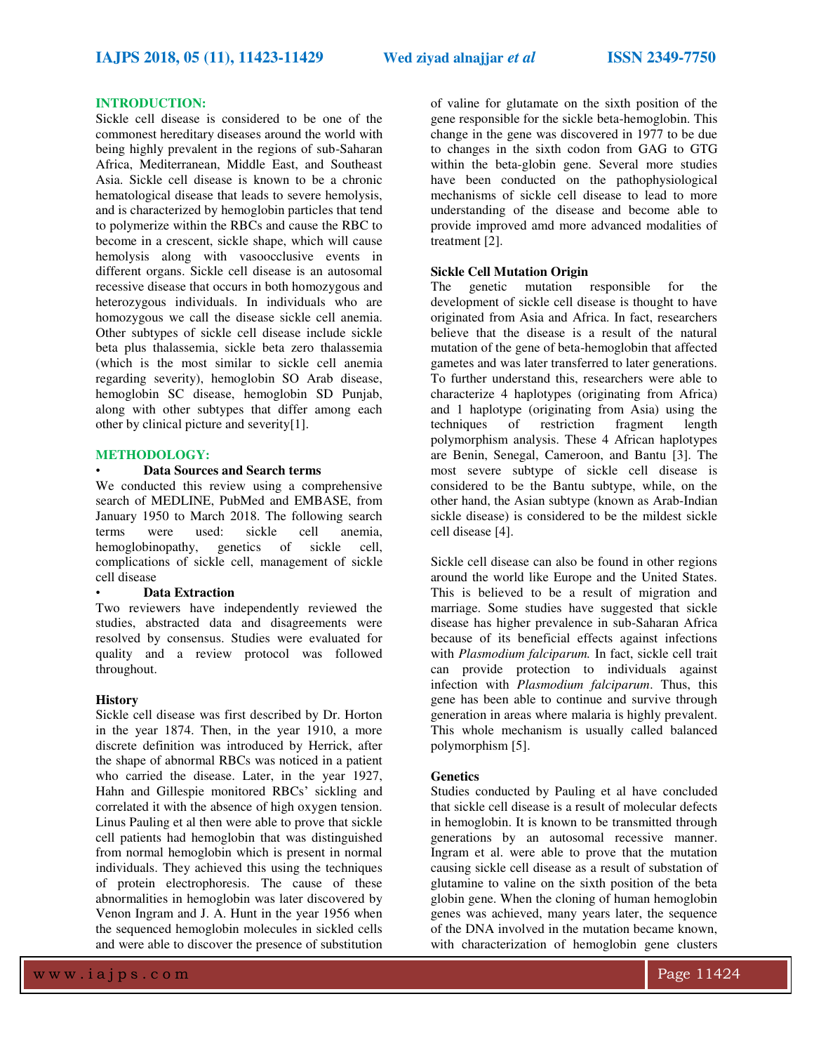## INTRODUCTION:

Sickle cell disease is considered to be one of the commonest hereditary diseases around the world with being highly prevalent in the regions of sub-Saharan Africa, Mediterranean, Middle East, and Southeast Asia. Sickle cell disease is known to be a chronic hematological disease that leads to severe hemolysis, and is characterized by hemoglobin particles that tend to polymerize within the RBCs and cause the RBC to become in a crescent, sickle shape, which will cause hemolysis along with vasoocclusive events in different organs. Sickle cell disease is an autosomal recessive disease that occurs in both homozygous and heterozygous individuals. In individuals who are homozygous we call the disease sickle cell anemia. Other subtypes of sickle cell disease include sickle beta plus thalassemia, sickle beta zero thalassemia (which is the most similar to sickle cell anemia regarding severity), hemoglobin SO Arab disease, hemoglobin SC disease, hemoglobin SD Punjab, along with other subtypes that differ among each other by clinical picture and severity[1].

## METHODOLOGY:

- **Data Sources and Search terms**

We conducted this review using a comprehensive search of MEDLINE, PubMed and EMBASE, from January 1950 to March 2018. The following search terms were used: sickle cell anemia, hemoglobinopathy, genetics of sickle cell, complications of sickle cell, management of sickle cell disease

- **Data Extraction**

Two reviewers have independently reviewed the studies, abstracted data and disagreements were resolved by consensus. Studies were evaluated for quality and a review protocol was followed throughout.

### History

Sickle cell disease was first described by Dr. Horton in the year 1874. Then, in the year 1910, a more discrete definition was introduced by Herrick, after the shape of abnormal RBCs was noticed in a patient who carried the disease. Later, in the year 1927, Hahn and Gillespie monitored RBCs' sickling and correlated it with the absence of high oxygen tension. Linus Pauling et al then were able to prove that sickle cell patients had hemoglobin that was distinguished from normal hemoglobin which is present in normal individuals. They achieved this using the techniques of protein electrophoresis. The cause of these abnormalities in hemoglobin was later discovered by Venon Ingram and J. A. Hunt in the year 1956 when the sequenced hemoglobin molecules in sickled cells and were able to discover the presence of substitution of valine for glutamate on the sixth position of the gene responsible for the sickle beta-hemoglobin. This change in the gene was discovered in 1977 to be due to changes in the sixth codon from GAG to GTG within the beta-globin gene. Several more studies have been conducted on the pathophysiological mechanisms of sickle cell disease to lead to more understanding of the disease and become able to provide improved amd more advanced modalities of treatment [2].

### Sickle Cell Mutation Origin

The genetic mutation responsible for the development of sickle cell disease is thought to have originated from Asia and Africa. In fact, researchers believe that the disease is a result of the natural mutation of the gene of beta-hemoglobin that affected gametes and was later transferred to later generations. To further understand this, researchers were able to characterize 4 haplotypes (originating from Africa) and 1 haplotype (originating from Asia) using the techniques of restriction fragment length polymorphism analysis. These 4 African haplotypes are Benin, Senegal, Cameroon, and Bantu [3]. The most severe subtype of sickle cell disease is considered to be the Bantu subtype, while, on the other hand, the Asian subtype (known as Arab-Indian sickle disease) is considered to be the mildest sickle cell disease [4].

Sickle cell disease can also be found in other regions around the world like Europe and the United States. This is believed to be a result of migration and marriage. Some studies have suggested that sickle disease has higher prevalence in sub-Saharan Africa because of its beneficial effects against infections with *Plasmodium falciparum.* In fact, sickle cell trait can provide protection to individuals against infection with *Plasmodium falciparum*. Thus, this gene has been able to continue and survive through generation in areas where malaria is highly prevalent. This whole mechanism is usually called balanced polymorphism [5].

### Genetics

Studies conducted by Pauling et al have concluded that sickle cell disease is a result of molecular defects in hemoglobin. It is known to be transmitted through generations by an autosomal recessive manner. Ingram et al. were able to prove that the mutation causing sickle cell disease as a result of substation of glutamine to valine on the sixth position of the beta globin gene. When the cloning of human hemoglobin genes was achieved, many years later, the sequence of the DNA involved in the mutation became known, with characterization of hemoglobin gene clusters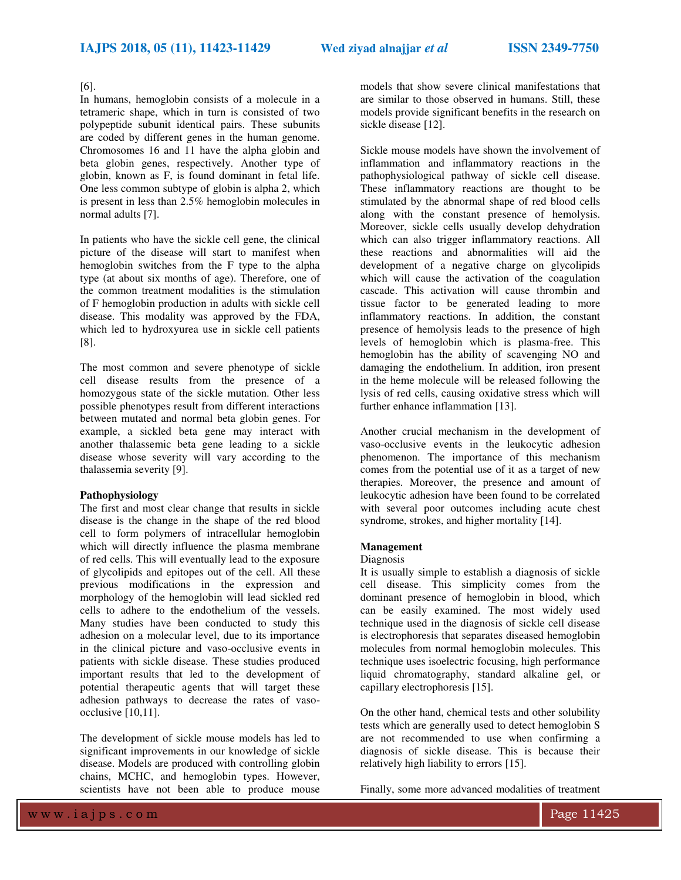[6].

In humans, hemoglobin consists of a molecule in a tetrameric shape, which in turn is consisted of two polypeptide subunit identical pairs. These subunits are coded by different genes in the human genome. Chromosomes 16 and 11 have the alpha globin and beta globin genes, respectively. Another type of globin, known as F, is found dominant in fetal life. One less common subtype of globin is alpha 2, which is present in less than 2.5% hemoglobin molecules in normal adults [7].

In patients who have the sickle cell gene, the clinical picture of the disease will start to manifest when hemoglobin switches from the F type to the alpha type (at about six months of age). Therefore, one of the common treatment modalities is the stimulation of F hemoglobin production in adults with sickle cell disease. This modality was approved by the FDA, which led to hydroxyurea use in sickle cell patients [8].

The most common and severe phenotype of sickle cell disease results from the presence of a homozygous state of the sickle mutation. Other less possible phenotypes result from different interactions between mutated and normal beta globin genes. For example, a sickled beta gene may interact with another thalassemic beta gene leading to a sickle disease whose severity will vary according to the thalassemia severity [9].

**Pathophysiology**

The first and most clear change that results in sickle disease is the change in the shape of the red blood cell to form polymers of intracellular hemoglobin which will directly influence the plasma membrane of red cells. This will eventually lead to the exposure of glycolipids and epitopes out of the cell. All these previous modifications in the expression and morphology of the hemoglobin will lead sickled red cells to adhere to the endothelium of the vessels. Many studies have been conducted to study this adhesion on a molecular level, due to its importance in the clinical picture and vaso-occlusive events in patients with sickle disease. These studies produced important results that led to the development of potential therapeutic agents that will target these adhesion pathways to decrease the rates of vaso-occlusive [10,11].

The development of sickle mouse models has led to significant improvements in our knowledge of sickle disease. Models are produced with controlling globin chains, MCHC, and hemoglobin types. However, scientists have not been able to produce mouse models that show severe clinical manifestations that are similar to those observed in humans. Still, these models provide significant benefits in the research on sickle disease [12].

Sickle mouse models have shown the involvement of inflammation and inflammatory reactions in the pathophysiological pathway of sickle cell disease. These inflammatory reactions are thought to be stimulated by the abnormal shape of red blood cells along with the constant presence of hemolysis. Moreover, sickle cells usually develop dehydration which can also trigger inflammatory reactions. All these reactions and abnormalities will aid the development of a negative charge on glycolipids which will cause the activation of the coagulation cascade. This activation will cause thrombin and tissue factor to be generated leading to more inflammatory reactions. In addition, the constant presence of hemolysis leads to the presence of high levels of hemoglobin which is plasma-free. This hemoglobin has the ability of scavenging NO and damaging the endothelium. In addition, iron present in the heme molecule will be released following the lysis of red cells, causing oxidative stress which will further enhance inflammation [13].

Another crucial mechanism in the development of vaso-occlusive events in the leukocytic adhesion phenomenon. The importance of this mechanism comes from the potential use of it as a target of new therapies. Moreover, the presence and amount of leukocytic adhesion have been found to be correlated with several poor outcomes including acute chest syndrome, strokes, and higher mortality [14].

**Management**

Diagnosis

It is usually simple to establish a diagnosis of sickle cell disease. This simplicity comes from the dominant presence of hemoglobin in blood, which can be easily examined. The most widely used technique used in the diagnosis of sickle cell disease is electrophoresis that separates diseased hemoglobin molecules from normal hemoglobin molecules. This technique uses isoelectric focusing, high performance liquid chromatography, standard alkaline gel, or capillary electrophoresis [15].

On the other hand, chemical tests and other solubility tests which are generally used to detect hemoglobin S are not recommended to use when confirming a diagnosis of sickle disease. This is because their relatively high liability to errors [15].

Finally, some more advanced modalities of treatment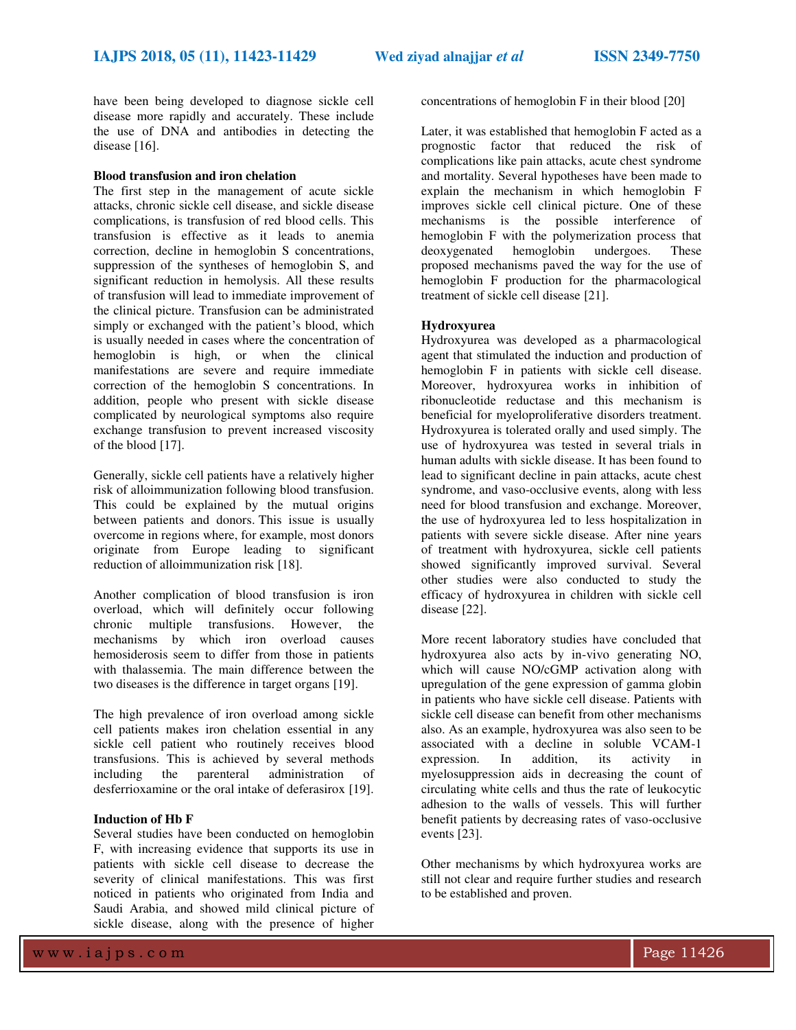have been being developed to diagnose sickle cell disease more rapidly and accurately. These include the use of DNA and antibodies in detecting the disease [16].

**Blood transfusion and iron chelation**

The first step in the management of acute sickle attacks, chronic sickle cell disease, and sickle disease complications, is transfusion of red blood cells. This transfusion is effective as it leads to anemia correction, decline in hemoglobin S concentrations, suppression of the syntheses of hemoglobin S, and significant reduction in hemolysis. All these results of transfusion will lead to immediate improvement of the clinical picture. Transfusion can be administrated simply or exchanged with the patient's blood, which is usually needed in cases where the concentration of hemoglobin is high, or when the clinical manifestations are severe and require immediate correction of the hemoglobin S concentrations. In addition, people who present with sickle disease complicated by neurological symptoms also require exchange transfusion to prevent increased viscosity of the blood [17].

Generally, sickle cell patients have a relatively higher risk of alloimmunization following blood transfusion. This could be explained by the mutual origins between patients and donors. This issue is usually overcome in regions where, for example, most donors originate from Europe leading to significant reduction of alloimmunization risk [18].

Another complication of blood transfusion is iron overload, which will definitely occur following chronic multiple transfusions. However, the mechanisms by which iron overload causes hemosiderosis seem to differ from those in patients with thalassemia. The main difference between the two diseases is the difference in target organs [19].

The high prevalence of iron overload among sickle cell patients makes iron chelation essential in any sickle cell patient who routinely receives blood transfusions. This is achieved by several methods including the parenteral administration of desferrioxamine or the oral intake of deferasirox [19].

**Induction of Hb F**

Several studies have been conducted on hemoglobin F, with increasing evidence that supports its use in patients with sickle cell disease to decrease the severity of clinical manifestations. This was first noticed in patients who originated from India and Saudi Arabia, and showed mild clinical picture of sickle disease, along with the presence of higher concentrations of hemoglobin F in their blood [20]

Later, it was established that hemoglobin F acted as a prognostic factor that reduced the risk of complications like pain attacks, acute chest syndrome and mortality. Several hypotheses have been made to explain the mechanism in which hemoglobin F improves sickle cell clinical picture. One of these mechanisms is the possible interference of hemoglobin F with the polymerization process that deoxygenated hemoglobin undergoes. These proposed mechanisms paved the way for the use of hemoglobin F production for the pharmacological treatment of sickle cell disease [21].

**Hydroxyurea**

Hydroxyurea was developed as a pharmacological agent that stimulated the induction and production of hemoglobin F in patients with sickle cell disease. Moreover, hydroxyurea works in inhibition of ribonucleotide reductase and this mechanism is beneficial for myeloproliferative disorders treatment. Hydroxyurea is tolerated orally and used simply. The use of hydroxyurea was tested in several trials in human adults with sickle disease. It has been found to lead to significant decline in pain attacks, acute chest syndrome, and vaso-occlusive events, along with less need for blood transfusion and exchange. Moreover, the use of hydroxyurea led to less hospitalization in patients with severe sickle disease. After nine years of treatment with hydroxyurea, sickle cell patients showed significantly improved survival. Several other studies were also conducted to study the efficacy of hydroxyurea in children with sickle cell disease [22].

More recent laboratory studies have concluded that hydroxyurea also acts by in-vivo generating NO, which will cause NO/cGMP activation along with upregulation of the gene expression of gamma globin in patients who have sickle cell disease. Patients with sickle cell disease can benefit from other mechanisms also. As an example, hydroxyurea was also seen to be associated with a decline in soluble VCAM-1 expression. In addition, its activity in myelosuppression aids in decreasing the count of circulating white cells and thus the rate of leukocytic adhesion to the walls of vessels. This will further benefit patients by decreasing rates of vaso-occlusive events [23].

Other mechanisms by which hydroxyurea works are still not clear and require further studies and research to be established and proven.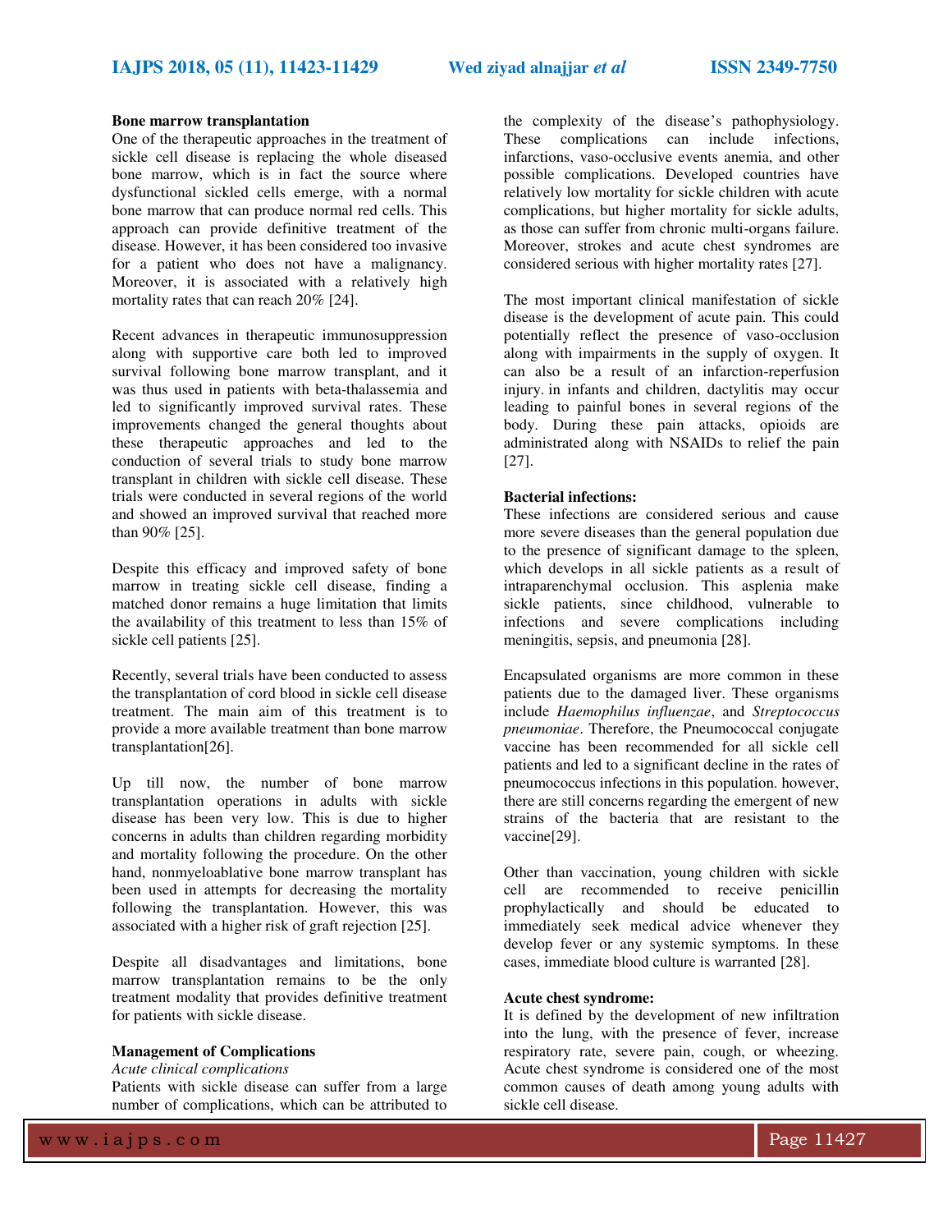**Bone marrow transplantation**

One of the therapeutic approaches in the treatment of sickle cell disease is replacing the whole diseased bone marrow, which is in fact the source where dysfunctional sickled cells emerge, with a normal bone marrow that can produce normal red cells. This approach can provide definitive treatment of the disease. However, it has been considered too invasive for a patient who does not have a malignancy. Moreover, it is associated with a relatively high mortality rates that can reach 20% [24].

Recent advances in therapeutic immunosuppression along with supportive care both led to improved survival following bone marrow transplant, and it was thus used in patients with beta-thalassemia and led to significantly improved survival rates. These improvements changed the general thoughts about these therapeutic approaches and led to the conduction of several trials to study bone marrow transplant in children with sickle cell disease. These trials were conducted in several regions of the world and showed an improved survival that reached more than 90% [25].

Despite this efficacy and improved safety of bone marrow in treating sickle cell disease, finding a matched donor remains a huge limitation that limits the availability of this treatment to less than 15% of sickle cell patients [25].

Recently, several trials have been conducted to assess the transplantation of cord blood in sickle cell disease treatment. The main aim of this treatment is to provide a more available treatment than bone marrow transplantation[26].

Up till now, the number of bone marrow transplantation operations in adults with sickle disease has been very low. This is due to higher concerns in adults than children regarding morbidity and mortality following the procedure. On the other hand, nonmyeloablative bone marrow transplant has been used in attempts for decreasing the mortality following the transplantation. However, this was associated with a higher risk of graft rejection [25].

Despite all disadvantages and limitations, bone marrow transplantation remains to be the only treatment modality that provides definitive treatment for patients with sickle disease.

**Management of Complications**

*Acute clinical complications*

Patients with sickle disease can suffer from a large number of complications, which can be attributed to the complexity of the disease's pathophysiology. These complications can include infections, infarctions, vaso-occlusive events anemia, and other possible complications. Developed countries have relatively low mortality for sickle children with acute complications, but higher mortality for sickle adults, as those can suffer from chronic multi-organs failure. Moreover, strokes and acute chest syndromes are considered serious with higher mortality rates [27].

The most important clinical manifestation of sickle disease is the development of acute pain. This could potentially reflect the presence of vaso-occlusion along with impairments in the supply of oxygen. It can also be a result of an infarction-reperfusion injury. in infants and children, dactylitis may occur leading to painful bones in several regions of the body. During these pain attacks, opioids are administrated along with NSAIDs to relief the pain [27].

**Bacterial infections:**

These infections are considered serious and cause more severe diseases than the general population due to the presence of significant damage to the spleen, which develops in all sickle patients as a result of intraparenchymal occlusion. This asplenia make sickle patients, since childhood, vulnerable to infections and severe complications including meningitis, sepsis, and pneumonia [28].

Encapsulated organisms are more common in these patients due to the damaged liver. These organisms include *Haemophilus influenzae*, and *Streptococcus pneumoniae*. Therefore, the Pneumococcal conjugate vaccine has been recommended for all sickle cell patients and led to a significant decline in the rates of pneumococcus infections in this population. however, there are still concerns regarding the emergent of new strains of the bacteria that are resistant to the vaccine[29].

Other than vaccination, young children with sickle cell are recommended to receive penicillin prophylactically and should be educated to immediately seek medical advice whenever they develop fever or any systemic symptoms. In these cases, immediate blood culture is warranted [28].

**Acute chest syndrome:**

It is defined by the development of new infiltration into the lung, with the presence of fever, increase respiratory rate, severe pain, cough, or wheezing. Acute chest syndrome is considered one of the most common causes of death among young adults with sickle cell disease.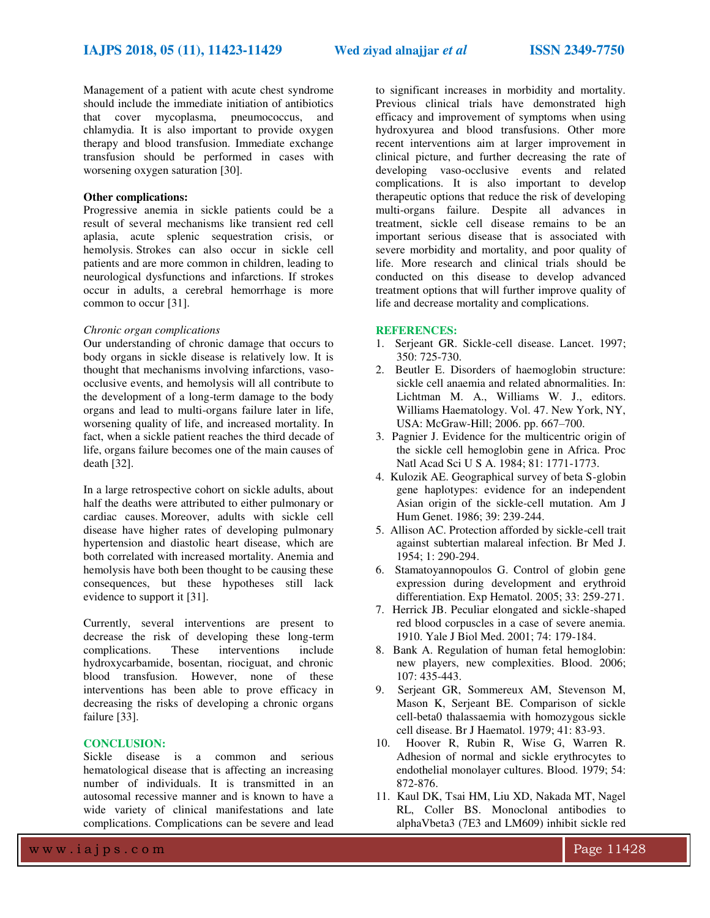Management of a patient with acute chest syndrome should include the immediate initiation of antibiotics that cover mycoplasma, pneumococcus, and chlamydia. It is also important to provide oxygen therapy and blood transfusion. Immediate exchange transfusion should be performed in cases with worsening oxygen saturation [30].

**Other complications:**

Progressive anemia in sickle patients could be a result of several mechanisms like transient red cell aplasia, acute splenic sequestration crisis, or hemolysis. Strokes can also occur in sickle cell patients and are more common in children, leading to neurological dysfunctions and infarctions. If strokes occur in adults, a cerebral hemorrhage is more common to occur [31].

*Chronic organ complications*

Our understanding of chronic damage that occurs to body organs in sickle disease is relatively low. It is thought that mechanisms involving infarctions, vaso-occlusive events, and hemolysis will all contribute to the development of a long-term damage to the body organs and lead to multi-organs failure later in life, worsening quality of life, and increased mortality. In fact, when a sickle patient reaches the third decade of life, organs failure becomes one of the main causes of death [32].

In a large retrospective cohort on sickle adults, about half the deaths were attributed to either pulmonary or cardiac causes. Moreover, adults with sickle cell disease have higher rates of developing pulmonary hypertension and diastolic heart disease, which are both correlated with increased mortality. Anemia and hemolysis have both been thought to be causing these consequences, but these hypotheses still lack evidence to support it [31].

Currently, several interventions are present to decrease the risk of developing these long-term complications. These interventions include hydroxycarbamide, bosentan, riociguat, and chronic blood transfusion. However, none of these interventions has been able to prove efficacy in decreasing the risks of developing a chronic organs failure [33].

## CONCLUSION:

Sickle disease is a common and serious hematological disease that is affecting an increasing number of individuals. It is transmitted in an autosomal recessive manner and is known to have a wide variety of clinical manifestations and late complications. Complications can be severe and lead to significant increases in morbidity and mortality. Previous clinical trials have demonstrated high efficacy and improvement of symptoms when using hydroxyurea and blood transfusions. Other more recent interventions aim at larger improvement in clinical picture, and further decreasing the rate of developing vaso-occlusive events and related complications. It is also important to develop therapeutic options that reduce the risk of developing multi-organs failure. Despite all advances in treatment, sickle cell disease remains to be an important serious disease that is associated with severe morbidity and mortality, and poor quality of life. More research and clinical trials should be conducted on this disease to develop advanced treatment options that will further improve quality of life and decrease mortality and complications.

## REFERENCES:

1. Serjeant GR. Sickle-cell disease. Lancet. 1997; 350: 725-730.
2. Beutler E. Disorders of haemoglobin structure: sickle cell anaemia and related abnormalities. In: Lichtman M. A., Williams W. J., editors. Williams Haematology. Vol. 47. New York, NY, USA: McGraw-Hill; 2006. pp. 667–700.
3. Pagnier J. Evidence for the multicentric origin of the sickle cell hemoglobin gene in Africa. Proc Natl Acad Sci U S A. 1984; 81: 1771-1773.
4. Kulozik AE. Geographical survey of beta S-globin gene haplotypes: evidence for an independent Asian origin of the sickle-cell mutation. Am J Hum Genet. 1986; 39: 239-244.
5. Allison AC. Protection afforded by sickle-cell trait against subtertian malareal infection. Br Med J. 1954; 1: 290-294.
6. Stamatoyannopoulos G. Control of globin gene expression during development and erythroid differentiation. Exp Hematol. 2005; 33: 259-271.
7. Herrick JB. Peculiar elongated and sickle-shaped red blood corpuscles in a case of severe anemia. 1910. Yale J Biol Med. 2001; 74: 179-184.
8. Bank A. Regulation of human fetal hemoglobin: new players, new complexities. Blood. 2006; 107: 435-443.
9. Serjeant GR, Sommereux AM, Stevenson M, Mason K, Serjeant BE. Comparison of sickle cell-beta0 thalassaemia with homozygous sickle cell disease. Br J Haematol. 1979; 41: 83-93.
10. Hoover R, Rubin R, Wise G, Warren R. Adhesion of normal and sickle erythrocytes to endothelial monolayer cultures. Blood. 1979; 54: 872-876.
11. Kaul DK, Tsai HM, Liu XD, Nakada MT, Nagel RL, Coller BS. Monoclonal antibodies to alphaVbeta3 (7E3 and LM609) inhibit sickle red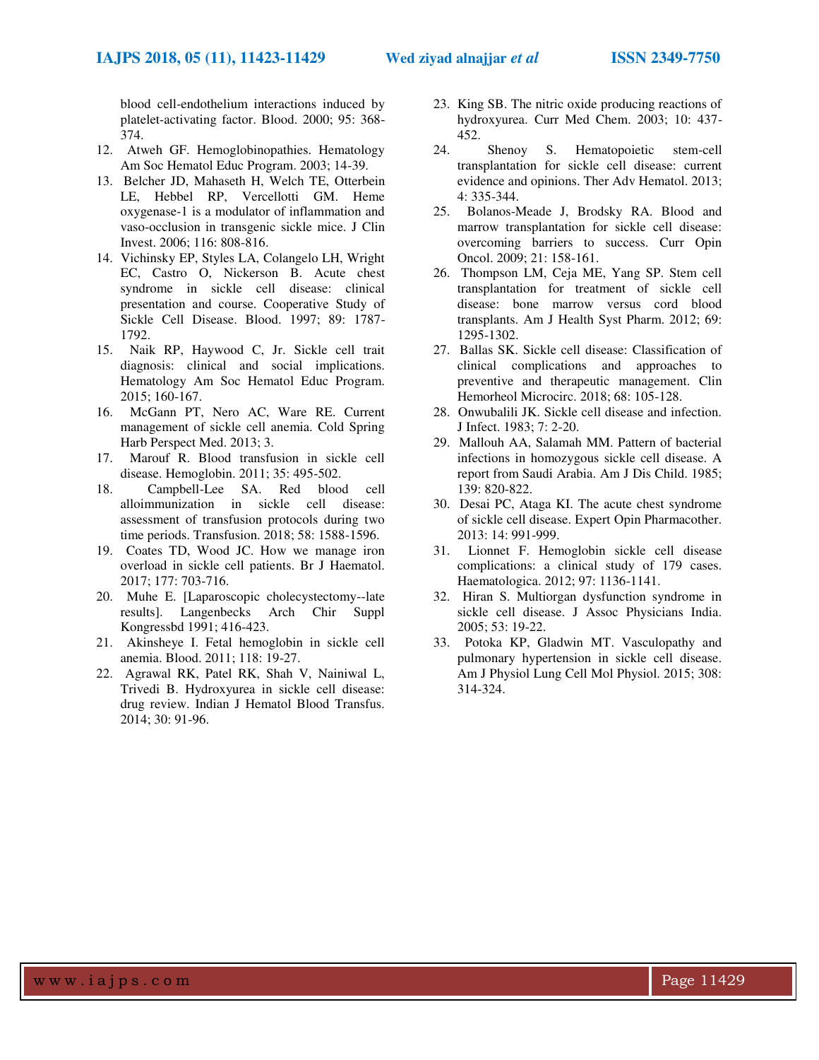blood cell-endothelium interactions induced by platelet-activating factor. Blood. 2000; 95: 368-374.

12. Atweh GF. Hemoglobinopathies. Hematology Am Soc Hematol Educ Program. 2003; 14-39.
13. Belcher JD, Mahaseth H, Welch TE, Otterbein LE, Hebbel RP, Vercellotti GM. Heme oxygenase-1 is a modulator of inflammation and vaso-occlusion in transgenic sickle mice. J Clin Invest. 2006; 116: 808-816.
14. Vichinsky EP, Styles LA, Colangelo LH, Wright EC, Castro O, Nickerson B. Acute chest syndrome in sickle cell disease: clinical presentation and course. Cooperative Study of Sickle Cell Disease. Blood. 1997; 89: 1787-1792.
15. Naik RP, Haywood C, Jr. Sickle cell trait diagnosis: clinical and social implications. Hematology Am Soc Hematol Educ Program. 2015; 160-167.
16. McGann PT, Nero AC, Ware RE. Current management of sickle cell anemia. Cold Spring Harb Perspect Med. 2013; 3.
17. Marouf R. Blood transfusion in sickle cell disease. Hemoglobin. 2011; 35: 495-502.
18. Campbell-Lee SA. Red blood cell alloimmunization in sickle cell disease: assessment of transfusion protocols during two time periods. Transfusion. 2018; 58: 1588-1596.
19. Coates TD, Wood JC. How we manage iron overload in sickle cell patients. Br J Haematol. 2017; 177: 703-716.
20. Muhe E. [Laparoscopic cholecystectomy--late results]. Langenbecks Arch Chir Suppl Kongressbd 1991; 416-423.
21. Akinsheye I. Fetal hemoglobin in sickle cell anemia. Blood. 2011; 118: 19-27.
22. Agrawal RK, Patel RK, Shah V, Nainiwal L, Trivedi B. Hydroxyurea in sickle cell disease: drug review. Indian J Hematol Blood Transfus. 2014; 30: 91-96.
23. King SB. The nitric oxide producing reactions of hydroxyurea. Curr Med Chem. 2003; 10: 437-452.
24. Shenoy S. Hematopoietic stem-cell transplantation for sickle cell disease: current evidence and opinions. Ther Adv Hematol. 2013; 4: 335-344.
25. Bolanos-Meade J, Brodsky RA. Blood and marrow transplantation for sickle cell disease: overcoming barriers to success. Curr Opin Oncol. 2009; 21: 158-161.
26. Thompson LM, Ceja ME, Yang SP. Stem cell transplantation for treatment of sickle cell disease: bone marrow versus cord blood transplants. Am J Health Syst Pharm. 2012; 69: 1295-1302.
27. Ballas SK. Sickle cell disease: Classification of clinical complications and approaches to preventive and therapeutic management. Clin Hemorheol Microcirc. 2018; 68: 105-128.
28. Onwubalili JK. Sickle cell disease and infection. J Infect. 1983; 7: 2-20.
29. Mallouh AA, Salamah MM. Pattern of bacterial infections in homozygous sickle cell disease. A report from Saudi Arabia. Am J Dis Child. 1985; 139: 820-822.
30. Desai PC, Ataga KI. The acute chest syndrome of sickle cell disease. Expert Opin Pharmacother. 2013: 14: 991-999.
31. Lionnet F. Hemoglobin sickle cell disease complications: a clinical study of 179 cases. Haematologica. 2012; 97: 1136-1141.
32. Hiran S. Multiorgan dysfunction syndrome in sickle cell disease. J Assoc Physicians India. 2005; 53: 19-22.
33. Potoka KP, Gladwin MT. Vasculopathy and pulmonary hypertension in sickle cell disease. Am J Physiol Lung Cell Mol Physiol. 2015; 308: 314-324.